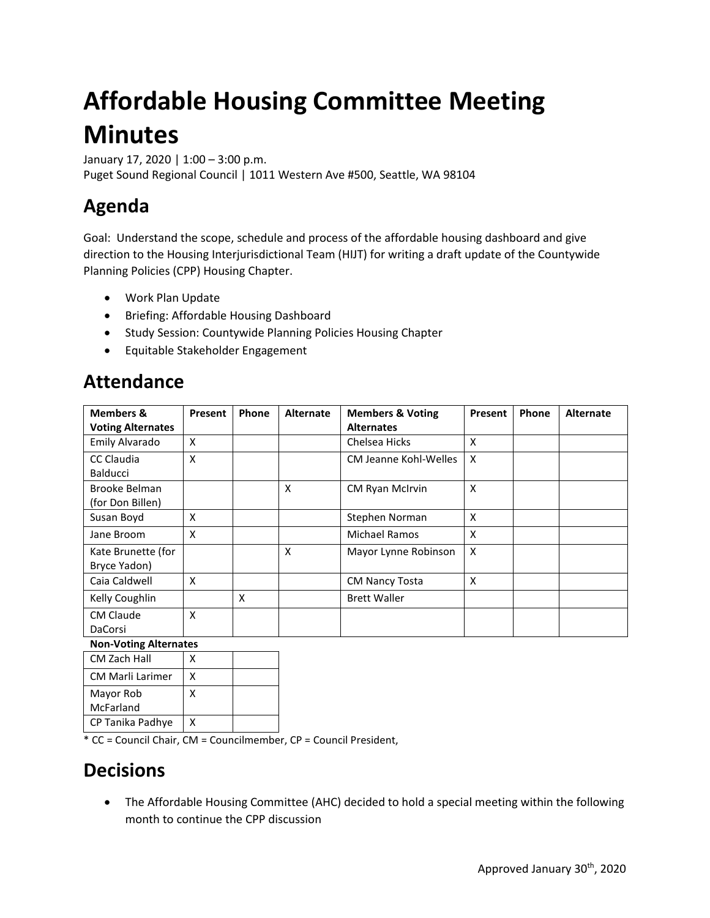# Affordable Housing Committee Meeting Minutes

January 17, 2020 | 1:00 – 3:00 p.m.
Puget Sound Regional Council | 1011 Western Ave #500, Seattle, WA 98104

## Agenda

Goal: Understand the scope, schedule and process of the affordable housing dashboard and give direction to the Housing Interjurisdictional Team (HIJT) for writing a draft update of the Countywide Planning Policies (CPP) Housing Chapter.

- Work Plan Update
- Briefing: Affordable Housing Dashboard
- Study Session: Countywide Planning Policies Housing Chapter
- Equitable Stakeholder Engagement

## Attendance

| Members & Voting Alternates | Present | Phone | Alternate | Members & Voting Alternates | Present | Phone | Alternate |
|---|---|---|---|---|---|---|---|
| Emily Alvarado | X | | | Chelsea Hicks | X | | |
| CC Claudia Balducci | X | | | CM Jeanne Kohl-Welles | X | | |
| Brooke Belman (for Don Billen) | | | X | CM Ryan McIrvin | X | | |
| Susan Boyd | X | | | Stephen Norman | X | | |
| Jane Broom | X | | | Michael Ramos | X | | |
| Kate Brunette (for Bryce Yadon) | | | X | Mayor Lynne Robinson | X | | |
| Caia Caldwell | X | | | CM Nancy Tosta | X | | |
| Kelly Coughlin | | X | | Brett Waller | | | |
| CM Claude DaCorsi | X | | | | | | |

**Non-Voting Alternates**

| | | |
|---|---|---|
| CM Zach Hall | X | |
| CM Marli Larimer | X | |
| Mayor Rob McFarland | X | |
| CP Tanika Padhye | X | |

\* CC = Council Chair, CM = Councilmember, CP = Council President,

## Decisions

- The Affordable Housing Committee (AHC) decided to hold a special meeting within the following month to continue the CPP discussion

Approved January 30th, 2020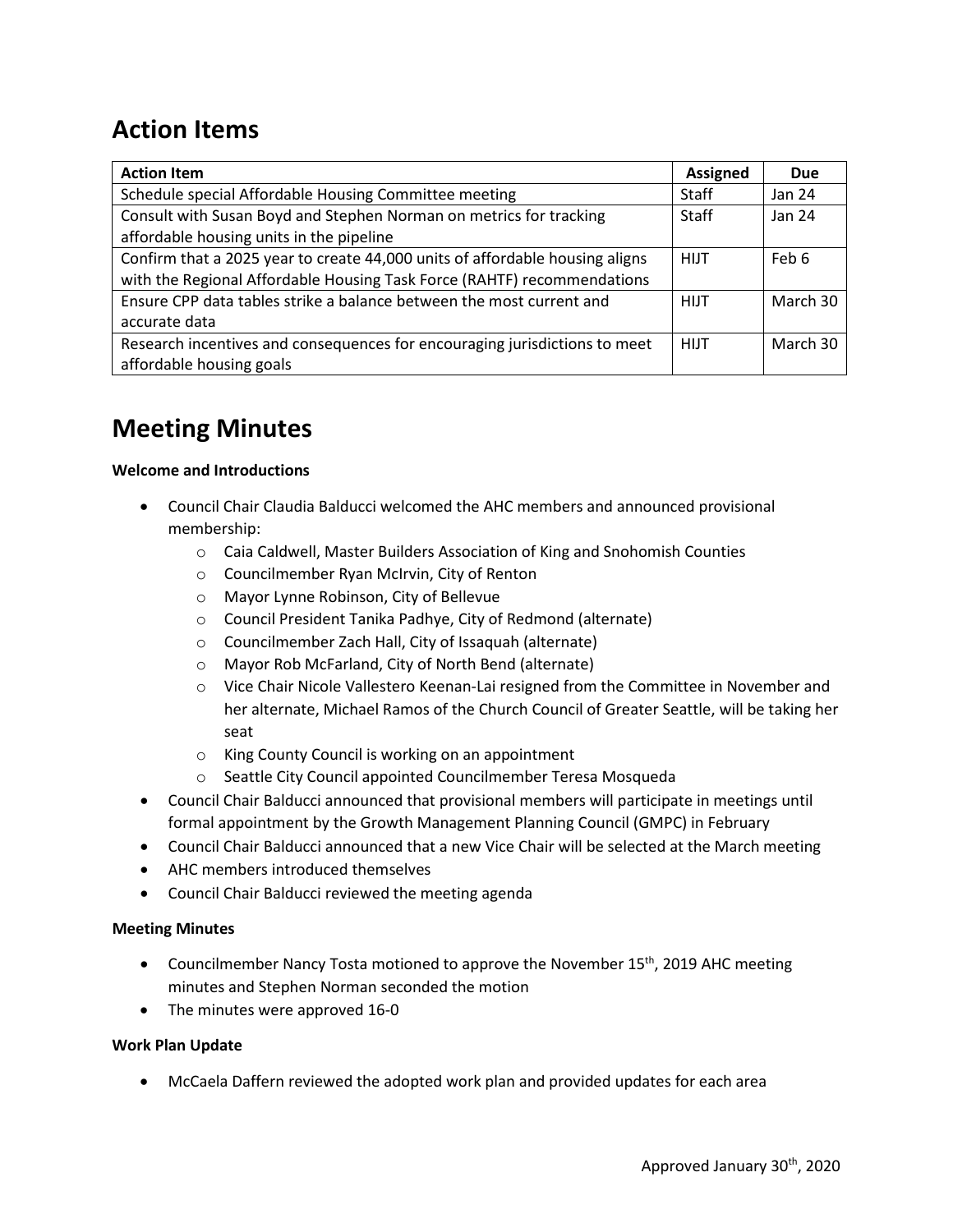## Action Items

| Action Item | Assigned | Due |
|---|---|---|
| Schedule special Affordable Housing Committee meeting | Staff | Jan 24 |
| Consult with Susan Boyd and Stephen Norman on metrics for tracking affordable housing units in the pipeline | Staff | Jan 24 |
| Confirm that a 2025 year to create 44,000 units of affordable housing aligns with the Regional Affordable Housing Task Force (RAHTF) recommendations | HIJT | Feb 6 |
| Ensure CPP data tables strike a balance between the most current and accurate data | HIJT | March 30 |
| Research incentives and consequences for encouraging jurisdictions to meet affordable housing goals | HIJT | March 30 |

## Meeting Minutes

**Welcome and Introductions**

- Council Chair Claudia Balducci welcomed the AHC members and announced provisional membership:
  - Caia Caldwell, Master Builders Association of King and Snohomish Counties
  - Councilmember Ryan McIrvin, City of Renton
  - Mayor Lynne Robinson, City of Bellevue
  - Council President Tanika Padhye, City of Redmond (alternate)
  - Councilmember Zach Hall, City of Issaquah (alternate)
  - Mayor Rob McFarland, City of North Bend (alternate)
  - Vice Chair Nicole Vallestero Keenan-Lai resigned from the Committee in November and her alternate, Michael Ramos of the Church Council of Greater Seattle, will be taking her seat
  - King County Council is working on an appointment
  - Seattle City Council appointed Councilmember Teresa Mosqueda
- Council Chair Balducci announced that provisional members will participate in meetings until formal appointment by the Growth Management Planning Council (GMPC) in February
- Council Chair Balducci announced that a new Vice Chair will be selected at the March meeting
- AHC members introduced themselves
- Council Chair Balducci reviewed the meeting agenda

**Meeting Minutes**

- Councilmember Nancy Tosta motioned to approve the November 15th, 2019 AHC meeting minutes and Stephen Norman seconded the motion
- The minutes were approved 16-0

**Work Plan Update**

- McCaela Daffern reviewed the adopted work plan and provided updates for each area

Approved January 30th, 2020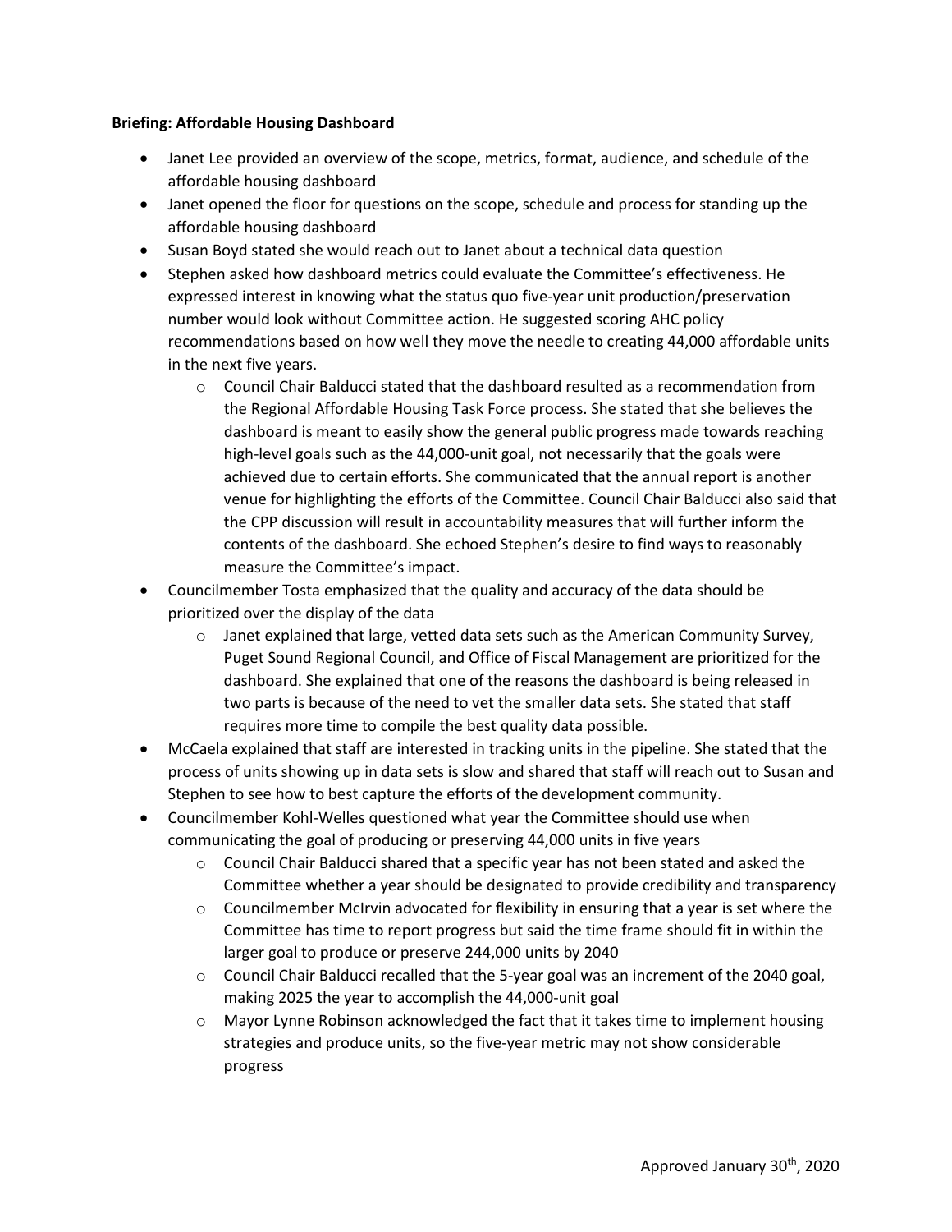**Briefing: Affordable Housing Dashboard**

- Janet Lee provided an overview of the scope, metrics, format, audience, and schedule of the affordable housing dashboard
- Janet opened the floor for questions on the scope, schedule and process for standing up the affordable housing dashboard
- Susan Boyd stated she would reach out to Janet about a technical data question
- Stephen asked how dashboard metrics could evaluate the Committee's effectiveness. He expressed interest in knowing what the status quo five-year unit production/preservation number would look without Committee action. He suggested scoring AHC policy recommendations based on how well they move the needle to creating 44,000 affordable units in the next five years.
    - Council Chair Balducci stated that the dashboard resulted as a recommendation from the Regional Affordable Housing Task Force process. She stated that she believes the dashboard is meant to easily show the general public progress made towards reaching high-level goals such as the 44,000-unit goal, not necessarily that the goals were achieved due to certain efforts. She communicated that the annual report is another venue for highlighting the efforts of the Committee. Council Chair Balducci also said that the CPP discussion will result in accountability measures that will further inform the contents of the dashboard. She echoed Stephen's desire to find ways to reasonably measure the Committee's impact.
- Councilmember Tosta emphasized that the quality and accuracy of the data should be prioritized over the display of the data
    - Janet explained that large, vetted data sets such as the American Community Survey, Puget Sound Regional Council, and Office of Fiscal Management are prioritized for the dashboard. She explained that one of the reasons the dashboard is being released in two parts is because of the need to vet the smaller data sets. She stated that staff requires more time to compile the best quality data possible.
- McCaela explained that staff are interested in tracking units in the pipeline. She stated that the process of units showing up in data sets is slow and shared that staff will reach out to Susan and Stephen to see how to best capture the efforts of the development community.
- Councilmember Kohl-Welles questioned what year the Committee should use when communicating the goal of producing or preserving 44,000 units in five years
    - Council Chair Balducci shared that a specific year has not been stated and asked the Committee whether a year should be designated to provide credibility and transparency
    - Councilmember McIrvin advocated for flexibility in ensuring that a year is set where the Committee has time to report progress but said the time frame should fit in within the larger goal to produce or preserve 244,000 units by 2040
    - Council Chair Balducci recalled that the 5-year goal was an increment of the 2040 goal, making 2025 the year to accomplish the 44,000-unit goal
    - Mayor Lynne Robinson acknowledged the fact that it takes time to implement housing strategies and produce units, so the five-year metric may not show considerable progress

Approved January 30th, 2020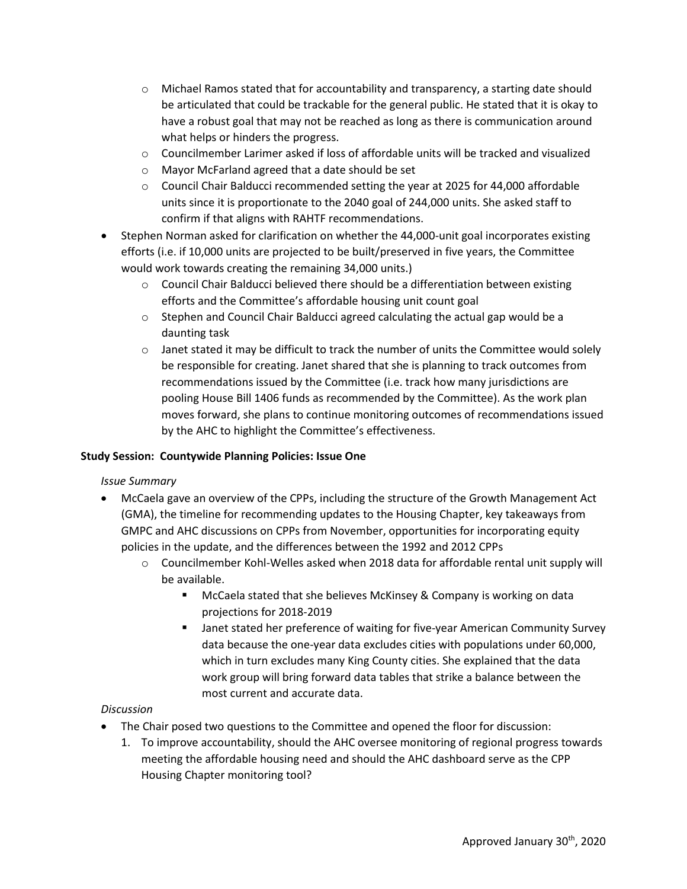- Michael Ramos stated that for accountability and transparency, a starting date should be articulated that could be trackable for the general public. He stated that it is okay to have a robust goal that may not be reached as long as there is communication around what helps or hinders the progress.
  - Councilmember Larimer asked if loss of affordable units will be tracked and visualized
  - Mayor McFarland agreed that a date should be set
  - Council Chair Balducci recommended setting the year at 2025 for 44,000 affordable units since it is proportionate to the 2040 goal of 244,000 units. She asked staff to confirm if that aligns with RAHTF recommendations.
- Stephen Norman asked for clarification on whether the 44,000-unit goal incorporates existing efforts (i.e. if 10,000 units are projected to be built/preserved in five years, the Committee would work towards creating the remaining 34,000 units.)
  - Council Chair Balducci believed there should be a differentiation between existing efforts and the Committee's affordable housing unit count goal
  - Stephen and Council Chair Balducci agreed calculating the actual gap would be a daunting task
  - Janet stated it may be difficult to track the number of units the Committee would solely be responsible for creating. Janet shared that she is planning to track outcomes from recommendations issued by the Committee (i.e. track how many jurisdictions are pooling House Bill 1406 funds as recommended by the Committee). As the work plan moves forward, she plans to continue monitoring outcomes of recommendations issued by the AHC to highlight the Committee's effectiveness.

**Study Session: Countywide Planning Policies: Issue One**

*Issue Summary*

- McCaela gave an overview of the CPPs, including the structure of the Growth Management Act (GMA), the timeline for recommending updates to the Housing Chapter, key takeaways from GMPC and AHC discussions on CPPs from November, opportunities for incorporating equity policies in the update, and the differences between the 1992 and 2012 CPPs
  - Councilmember Kohl-Welles asked when 2018 data for affordable rental unit supply will be available.
    - McCaela stated that she believes McKinsey & Company is working on data projections for 2018-2019
    - Janet stated her preference of waiting for five-year American Community Survey data because the one-year data excludes cities with populations under 60,000, which in turn excludes many King County cities. She explained that the data work group will bring forward data tables that strike a balance between the most current and accurate data.

*Discussion*

- The Chair posed two questions to the Committee and opened the floor for discussion:
  1. To improve accountability, should the AHC oversee monitoring of regional progress towards meeting the affordable housing need and should the AHC dashboard serve as the CPP Housing Chapter monitoring tool?

Approved January 30th, 2020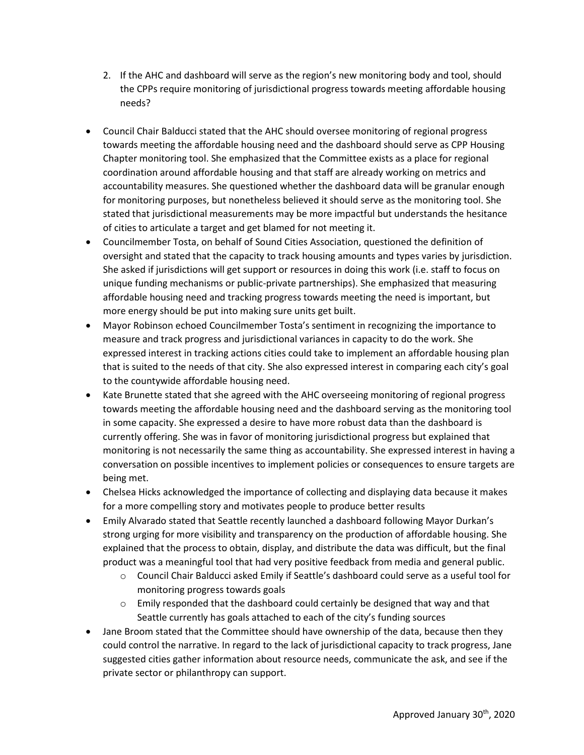2. If the AHC and dashboard will serve as the region's new monitoring body and tool, should the CPPs require monitoring of jurisdictional progress towards meeting affordable housing needs?

- Council Chair Balducci stated that the AHC should oversee monitoring of regional progress towards meeting the affordable housing need and the dashboard should serve as CPP Housing Chapter monitoring tool. She emphasized that the Committee exists as a place for regional coordination around affordable housing and that staff are already working on metrics and accountability measures. She questioned whether the dashboard data will be granular enough for monitoring purposes, but nonetheless believed it should serve as the monitoring tool. She stated that jurisdictional measurements may be more impactful but understands the hesitance of cities to articulate a target and get blamed for not meeting it.
- Councilmember Tosta, on behalf of Sound Cities Association, questioned the definition of oversight and stated that the capacity to track housing amounts and types varies by jurisdiction. She asked if jurisdictions will get support or resources in doing this work (i.e. staff to focus on unique funding mechanisms or public-private partnerships). She emphasized that measuring affordable housing need and tracking progress towards meeting the need is important, but more energy should be put into making sure units get built.
- Mayor Robinson echoed Councilmember Tosta's sentiment in recognizing the importance to measure and track progress and jurisdictional variances in capacity to do the work. She expressed interest in tracking actions cities could take to implement an affordable housing plan that is suited to the needs of that city. She also expressed interest in comparing each city's goal to the countywide affordable housing need.
- Kate Brunette stated that she agreed with the AHC overseeing monitoring of regional progress towards meeting the affordable housing need and the dashboard serving as the monitoring tool in some capacity. She expressed a desire to have more robust data than the dashboard is currently offering. She was in favor of monitoring jurisdictional progress but explained that monitoring is not necessarily the same thing as accountability. She expressed interest in having a conversation on possible incentives to implement policies or consequences to ensure targets are being met.
- Chelsea Hicks acknowledged the importance of collecting and displaying data because it makes for a more compelling story and motivates people to produce better results
- Emily Alvarado stated that Seattle recently launched a dashboard following Mayor Durkan's strong urging for more visibility and transparency on the production of affordable housing. She explained that the process to obtain, display, and distribute the data was difficult, but the final product was a meaningful tool that had very positive feedback from media and general public.
    - Council Chair Balducci asked Emily if Seattle's dashboard could serve as a useful tool for monitoring progress towards goals
    - Emily responded that the dashboard could certainly be designed that way and that Seattle currently has goals attached to each of the city's funding sources
- Jane Broom stated that the Committee should have ownership of the data, because then they could control the narrative. In regard to the lack of jurisdictional capacity to track progress, Jane suggested cities gather information about resource needs, communicate the ask, and see if the private sector or philanthropy can support.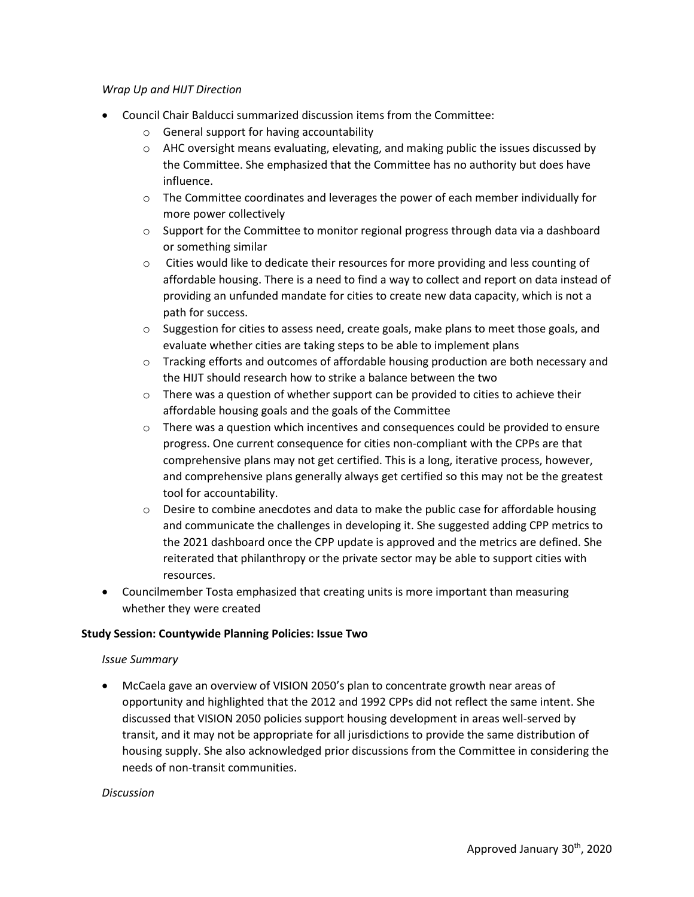*Wrap Up and HIJT Direction*

- Council Chair Balducci summarized discussion items from the Committee:
  - General support for having accountability
  - AHC oversight means evaluating, elevating, and making public the issues discussed by the Committee. She emphasized that the Committee has no authority but does have influence.
  - The Committee coordinates and leverages the power of each member individually for more power collectively
  - Support for the Committee to monitor regional progress through data via a dashboard or something similar
  - Cities would like to dedicate their resources for more providing and less counting of affordable housing. There is a need to find a way to collect and report on data instead of providing an unfunded mandate for cities to create new data capacity, which is not a path for success.
  - Suggestion for cities to assess need, create goals, make plans to meet those goals, and evaluate whether cities are taking steps to be able to implement plans
  - Tracking efforts and outcomes of affordable housing production are both necessary and the HIJT should research how to strike a balance between the two
  - There was a question of whether support can be provided to cities to achieve their affordable housing goals and the goals of the Committee
  - There was a question which incentives and consequences could be provided to ensure progress. One current consequence for cities non-compliant with the CPPs are that comprehensive plans may not get certified. This is a long, iterative process, however, and comprehensive plans generally always get certified so this may not be the greatest tool for accountability.
  - Desire to combine anecdotes and data to make the public case for affordable housing and communicate the challenges in developing it. She suggested adding CPP metrics to the 2021 dashboard once the CPP update is approved and the metrics are defined. She reiterated that philanthropy or the private sector may be able to support cities with resources.
- Councilmember Tosta emphasized that creating units is more important than measuring whether they were created

**Study Session: Countywide Planning Policies: Issue Two**

*Issue Summary*

- McCaela gave an overview of VISION 2050's plan to concentrate growth near areas of opportunity and highlighted that the 2012 and 1992 CPPs did not reflect the same intent. She discussed that VISION 2050 policies support housing development in areas well-served by transit, and it may not be appropriate for all jurisdictions to provide the same distribution of housing supply. She also acknowledged prior discussions from the Committee in considering the needs of non-transit communities.

*Discussion*

Approved January 30th, 2020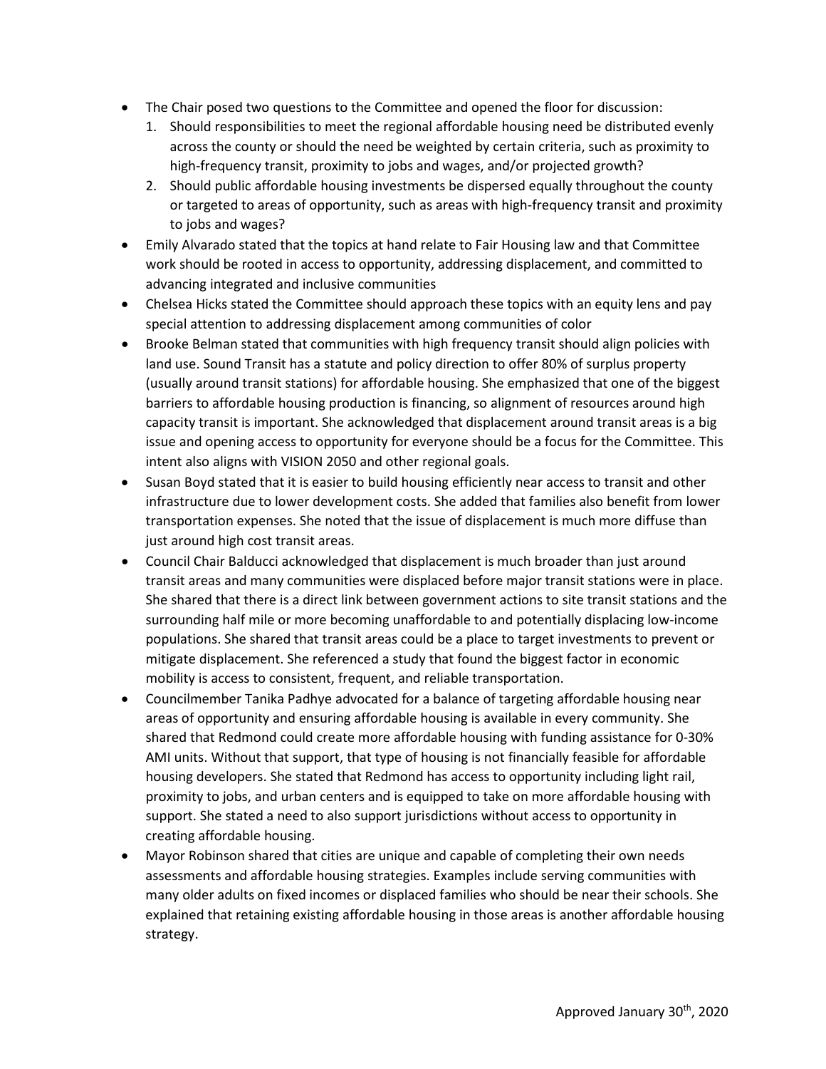- The Chair posed two questions to the Committee and opened the floor for discussion:
  1. Should responsibilities to meet the regional affordable housing need be distributed evenly across the county or should the need be weighted by certain criteria, such as proximity to high-frequency transit, proximity to jobs and wages, and/or projected growth?
  2. Should public affordable housing investments be dispersed equally throughout the county or targeted to areas of opportunity, such as areas with high-frequency transit and proximity to jobs and wages?
- Emily Alvarado stated that the topics at hand relate to Fair Housing law and that Committee work should be rooted in access to opportunity, addressing displacement, and committed to advancing integrated and inclusive communities
- Chelsea Hicks stated the Committee should approach these topics with an equity lens and pay special attention to addressing displacement among communities of color
- Brooke Belman stated that communities with high frequency transit should align policies with land use. Sound Transit has a statute and policy direction to offer 80% of surplus property (usually around transit stations) for affordable housing. She emphasized that one of the biggest barriers to affordable housing production is financing, so alignment of resources around high capacity transit is important. She acknowledged that displacement around transit areas is a big issue and opening access to opportunity for everyone should be a focus for the Committee. This intent also aligns with VISION 2050 and other regional goals.
- Susan Boyd stated that it is easier to build housing efficiently near access to transit and other infrastructure due to lower development costs. She added that families also benefit from lower transportation expenses. She noted that the issue of displacement is much more diffuse than just around high cost transit areas.
- Council Chair Balducci acknowledged that displacement is much broader than just around transit areas and many communities were displaced before major transit stations were in place. She shared that there is a direct link between government actions to site transit stations and the surrounding half mile or more becoming unaffordable to and potentially displacing low-income populations. She shared that transit areas could be a place to target investments to prevent or mitigate displacement. She referenced a study that found the biggest factor in economic mobility is access to consistent, frequent, and reliable transportation.
- Councilmember Tanika Padhye advocated for a balance of targeting affordable housing near areas of opportunity and ensuring affordable housing is available in every community. She shared that Redmond could create more affordable housing with funding assistance for 0-30% AMI units. Without that support, that type of housing is not financially feasible for affordable housing developers. She stated that Redmond has access to opportunity including light rail, proximity to jobs, and urban centers and is equipped to take on more affordable housing with support. She stated a need to also support jurisdictions without access to opportunity in creating affordable housing.
- Mayor Robinson shared that cities are unique and capable of completing their own needs assessments and affordable housing strategies. Examples include serving communities with many older adults on fixed incomes or displaced families who should be near their schools. She explained that retaining existing affordable housing in those areas is another affordable housing strategy.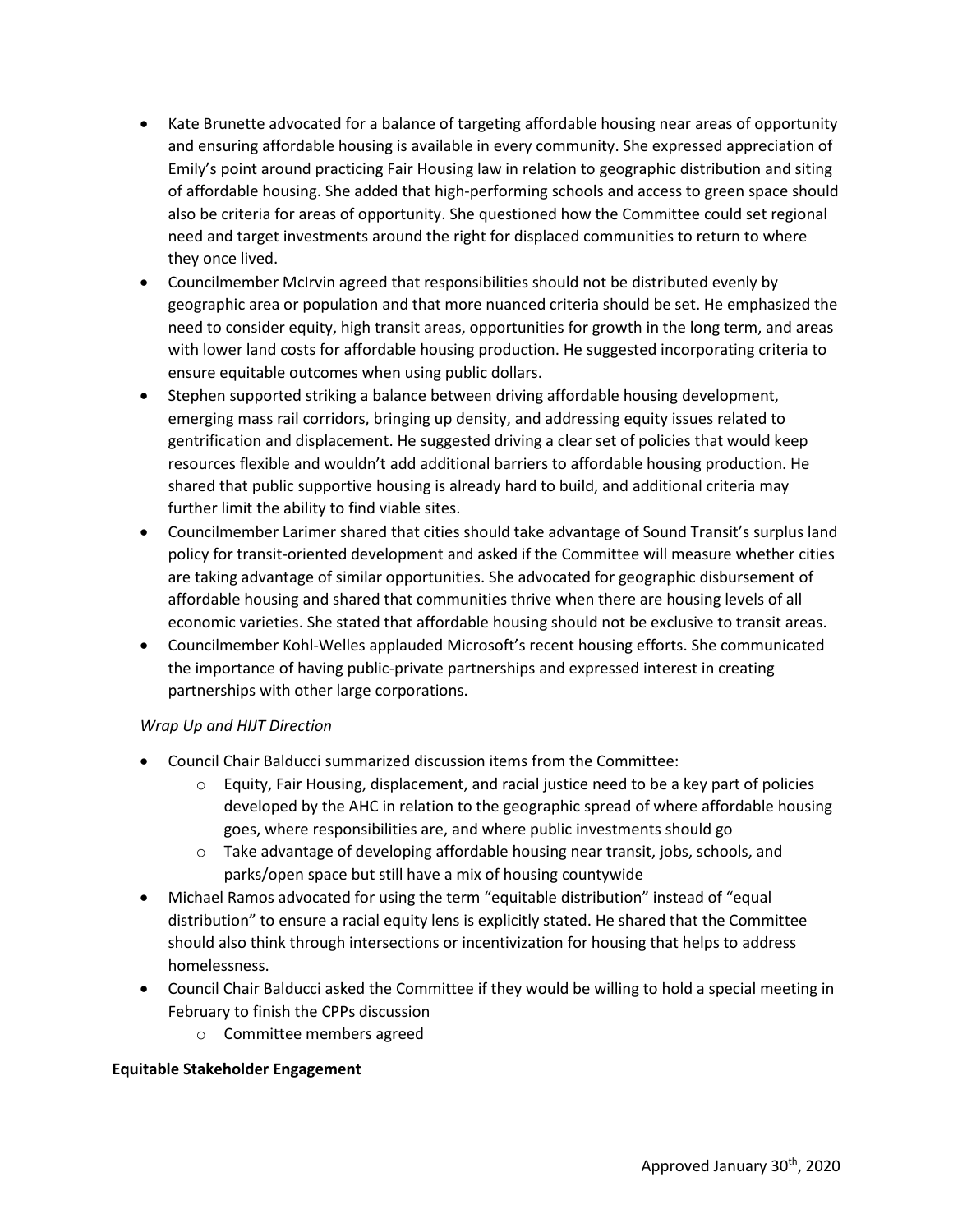- Kate Brunette advocated for a balance of targeting affordable housing near areas of opportunity and ensuring affordable housing is available in every community. She expressed appreciation of Emily's point around practicing Fair Housing law in relation to geographic distribution and siting of affordable housing. She added that high-performing schools and access to green space should also be criteria for areas of opportunity. She questioned how the Committee could set regional need and target investments around the right for displaced communities to return to where they once lived.
- Councilmember McIrvin agreed that responsibilities should not be distributed evenly by geographic area or population and that more nuanced criteria should be set. He emphasized the need to consider equity, high transit areas, opportunities for growth in the long term, and areas with lower land costs for affordable housing production. He suggested incorporating criteria to ensure equitable outcomes when using public dollars.
- Stephen supported striking a balance between driving affordable housing development, emerging mass rail corridors, bringing up density, and addressing equity issues related to gentrification and displacement. He suggested driving a clear set of policies that would keep resources flexible and wouldn't add additional barriers to affordable housing production. He shared that public supportive housing is already hard to build, and additional criteria may further limit the ability to find viable sites.
- Councilmember Larimer shared that cities should take advantage of Sound Transit's surplus land policy for transit-oriented development and asked if the Committee will measure whether cities are taking advantage of similar opportunities. She advocated for geographic disbursement of affordable housing and shared that communities thrive when there are housing levels of all economic varieties. She stated that affordable housing should not be exclusive to transit areas.
- Councilmember Kohl-Welles applauded Microsoft's recent housing efforts. She communicated the importance of having public-private partnerships and expressed interest in creating partnerships with other large corporations.

*Wrap Up and HIJT Direction*

- Council Chair Balducci summarized discussion items from the Committee:
  - Equity, Fair Housing, displacement, and racial justice need to be a key part of policies developed by the AHC in relation to the geographic spread of where affordable housing goes, where responsibilities are, and where public investments should go
  - Take advantage of developing affordable housing near transit, jobs, schools, and parks/open space but still have a mix of housing countywide
- Michael Ramos advocated for using the term "equitable distribution" instead of "equal distribution" to ensure a racial equity lens is explicitly stated. He shared that the Committee should also think through intersections or incentivization for housing that helps to address homelessness.
- Council Chair Balducci asked the Committee if they would be willing to hold a special meeting in February to finish the CPPs discussion
  - Committee members agreed

**Equitable Stakeholder Engagement**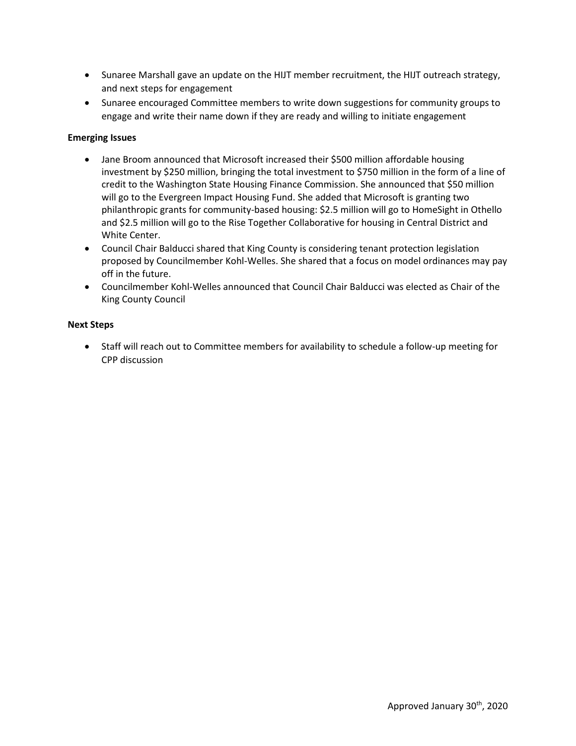- Sunaree Marshall gave an update on the HIJT member recruitment, the HIJT outreach strategy, and next steps for engagement
- Sunaree encouraged Committee members to write down suggestions for community groups to engage and write their name down if they are ready and willing to initiate engagement

**Emerging Issues**

- Jane Broom announced that Microsoft increased their $500 million affordable housing investment by $250 million, bringing the total investment to $750 million in the form of a line of credit to the Washington State Housing Finance Commission. She announced that $50 million will go to the Evergreen Impact Housing Fund. She added that Microsoft is granting two philanthropic grants for community-based housing: $2.5 million will go to HomeSight in Othello and $2.5 million will go to the Rise Together Collaborative for housing in Central District and White Center.
- Council Chair Balducci shared that King County is considering tenant protection legislation proposed by Councilmember Kohl-Welles. She shared that a focus on model ordinances may pay off in the future.
- Councilmember Kohl-Welles announced that Council Chair Balducci was elected as Chair of the King County Council

**Next Steps**

- Staff will reach out to Committee members for availability to schedule a follow-up meeting for CPP discussion

Approved January 30th, 2020